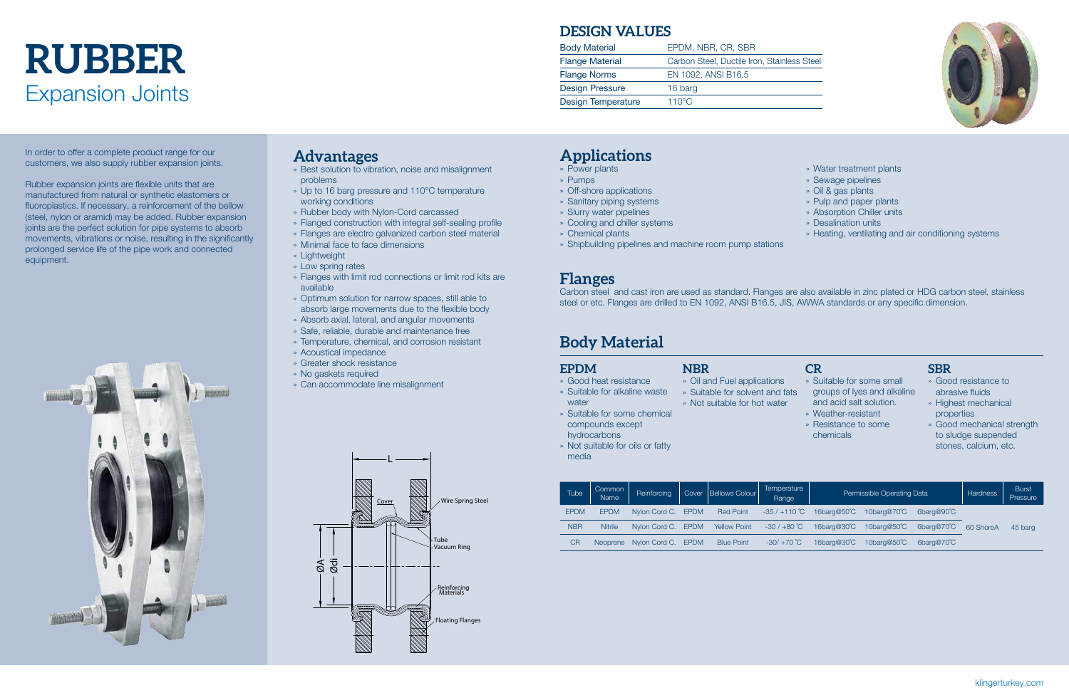# RUBBER
## Expansion Joints

## DESIGN VALUES

| | |
|---|---|
| Body Material | EPDM, NBR, CR, SBR |
| Flange Material | Carbon Steel, Ductile Iron, Stainless Steel |
| Flange Norms | EN 1092, ANSI B16.5 |
| Design Pressure | 16 barg |
| Design Temperature | 110°C |

In order to offer a complete product range for our customers, we also supply rubber expansion joints.

Rubber expansion joints are flexible units that are manufactured from natural or synthetic elastomers or fluoroplastics. If necessary, a reinforcement of the bellow (steel, nylon or aramid) may be added. Rubber expansion joints are the perfect solution for pipe systems to absorb movements, vibrations or noise, resulting in the significantly prolonged service life of the pipe work and connected equipment.

## Advantages

- Best solution to vibration, noise and misalignment problems
- Up to 16 barg pressure and 110°C temperature working conditions
- Rubber body with Nylon-Cord carcassed
- Flanged construction with integral self-sealing profile
- Flanges are electro galvanized carbon steel material
- Minimal face to face dimensions
- Lightweight
- Low spring rates
- Flanges with limit rod connections or limit rod kits are available
- Optimum solution for narrow spaces, still able to absorb large movements due to the flexible body
- Absorb axial, lateral, and angular movements
- Safe, reliable, durable and maintenance free
- Temperature, chemical, and corrosion resistant
- Acoustical impedance
- Greater shock resistance
- No gaskets required
- Can accommodate line misalignment

L

Cover

Wire Spring Steel

Tube Vacuum Ring

ØA Ødi

Reinforcing Materials

Floating Flanges

## Applications

- Power plants
- Pumps
- Off-shore applications
- Sanitary piping systems
- Slurry water pipelines
- Cooling and chiller systems
- Chemical plants
- Shipbuilding pipelines and machine room pump stations
- Water treatment plants
- Sewage pipelines
- Oil & gas plants
- Pulp and paper plants
- Absorption Chiller units
- Desalination units
- Heating, ventilating and air conditioning systems

## Flanges

Carbon steel and cast iron are used as standard. Flanges are also available in zinc plated or HDG carbon steel, stainless steel or etc. Flanges are drilled to EN 1092, ANSI B16.5, JIS, AWWA standards or any specific dimension.

## Body Material

### EPDM

- Good heat resistance
- Suitable for alkaline waste water
- Suitable for some chemical compounds except hydrocarbons
- Not suitable for oils or fatty media

### NBR

- Oil and Fuel applications
- Suitable for solvent and fats
- Not suitable for hot water

### CR

- Suitable for some small groups of lyes and alkaline and acid salt solution.
- Weather-resistant
- Resistance to some chemicals

### SBR

- Good resistance to abrasive fluids
- Highest mechanical properties
- Good mechanical strength to sludge suspended stones, calcium, etc.

| Tube | Common Name | Reinforcing | Cover | Bellows Colour | Temperature Range | Permissible Operating Data | | | Hardness | Burst Pressure |
|---|---|---|---|---|---|---|---|---|---|---|
| EPDM | EPDM | Nylon Cord C. | EPDM | Red Point | -35 / +110 °C | 16barg@50°C | 10barg@70°C | 6barg@90°C | 60 ShoreA | 45 barg |
| NBR | Nitrile | Nylon Cord C. | EPDM | Yellow Point | -30 / +80 °C | 16barg@30°C | 10barg@50°C | 6barg@70°C | 60 ShoreA | 45 barg |
| CR | Neoprene | Nylon Cord C. | EPDM | Blue Point | -30/ +70 °C | 16barg@30°C | 10barg@50°C | 6barg@70°C | 60 ShoreA | 45 barg |

klingerturkey.com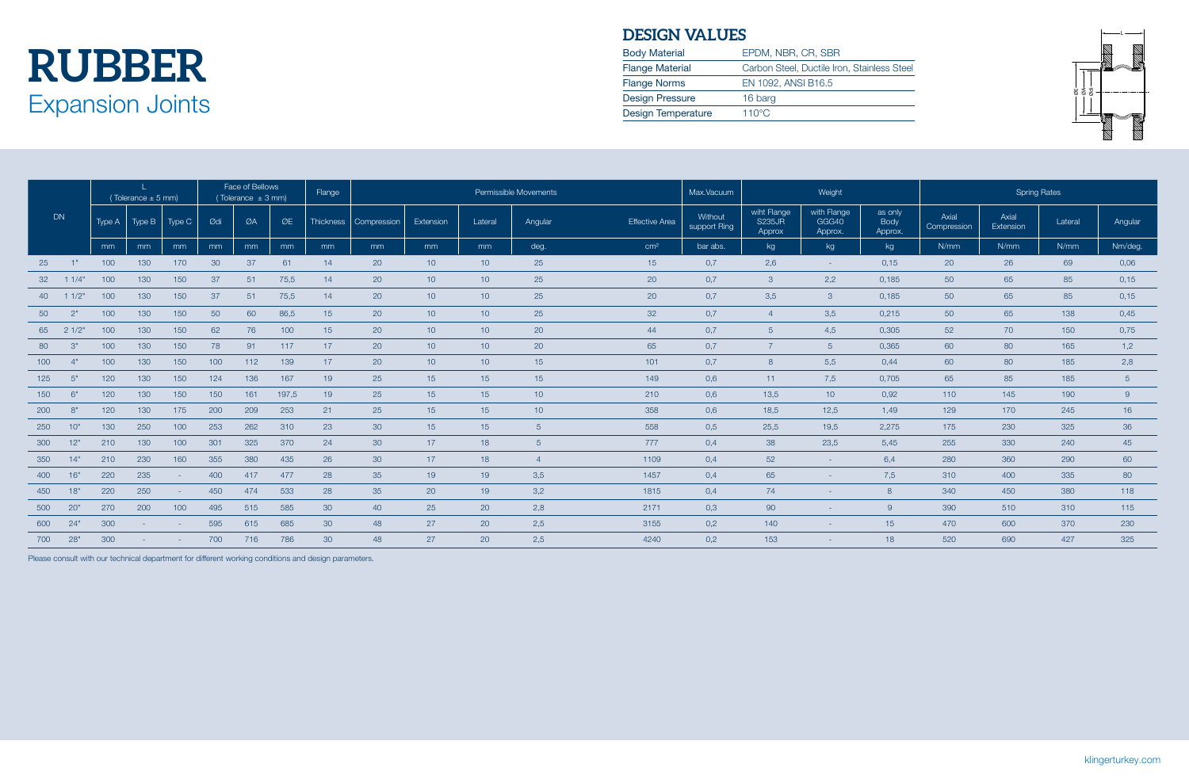# RUBBER

## Expansion Joints

### DESIGN VALUES

| | |
|---|---|
| Body Material | EPDM, NBR, CR, SBR |
| Flange Material | Carbon Steel, Ductile Iron, Stainless Steel |
| Flange Norms | EN 1092, ANSI B16.5 |
| Design Pressure | 16 barg |
| Design Temperature | 110°C |

| DN | | L (Tolerance ± 5 mm) | | | Face of Bellows (Tolerance ± 3 mm) | | | Flange | Permissible Movements | | | | | Max.Vacuum | Weight | | | Spring Rates | | | |
|---|---|---|---|---|---|---|---|---|---|---|---|---|---|---|---|---|---|---|---|---|---|
| | | Type A | Type B | Type C | Ødi | ØA | ØE | Thickness | Compression | Extension | Lateral | Angular | Effective Area | Without support Ring | wiht Flange S235JR Approx | with Flange GGG40 Approx. | as only Body Approx. | Axial Compression | Axial Extension | Lateral | Angular |
| | | mm | mm | mm | mm | mm | mm | mm | mm | mm | mm | deg. | cm² | bar abs. | kg | kg | kg | N/mm | N/mm | N/mm | Nm/deg. |
| 25 | 1" | 100 | 130 | 170 | 30 | 37 | 61 | 14 | 20 | 10 | 10 | 25 | 15 | 0,7 | 2,6 | - | 0,15 | 20 | 26 | 69 | 0,06 |
| 32 | 1 1/4" | 100 | 130 | 150 | 37 | 51 | 75,5 | 14 | 20 | 10 | 10 | 25 | 20 | 0,7 | 3 | 2,2 | 0,185 | 50 | 65 | 85 | 0,15 |
| 40 | 1 1/2" | 100 | 130 | 150 | 37 | 51 | 75,5 | 14 | 20 | 10 | 10 | 25 | 20 | 0,7 | 3,5 | 3 | 0,185 | 50 | 65 | 85 | 0,15 |
| 50 | 2" | 100 | 130 | 150 | 50 | 60 | 86,5 | 15 | 20 | 10 | 10 | 25 | 32 | 0,7 | 4 | 3,5 | 0,215 | 50 | 65 | 138 | 0,45 |
| 65 | 2 1/2" | 100 | 130 | 150 | 62 | 76 | 100 | 15 | 20 | 10 | 10 | 20 | 44 | 0,7 | 5 | 4,5 | 0,305 | 52 | 70 | 150 | 0,75 |
| 80 | 3" | 100 | 130 | 150 | 78 | 91 | 117 | 17 | 20 | 10 | 10 | 20 | 65 | 0,7 | 7 | 5 | 0,365 | 60 | 80 | 165 | 1,2 |
| 100 | 4" | 100 | 130 | 150 | 100 | 112 | 139 | 17 | 20 | 10 | 10 | 15 | 101 | 0,7 | 8 | 5,5 | 0,44 | 60 | 80 | 185 | 2,8 |
| 125 | 5" | 120 | 130 | 150 | 124 | 136 | 167 | 19 | 25 | 15 | 15 | 15 | 149 | 0,6 | 11 | 7,5 | 0,705 | 65 | 85 | 185 | 5 |
| 150 | 6" | 120 | 130 | 150 | 150 | 161 | 197,5 | 19 | 25 | 15 | 15 | 10 | 210 | 0,6 | 13,5 | 10 | 0,92 | 110 | 145 | 190 | 9 |
| 200 | 8" | 120 | 130 | 175 | 200 | 209 | 253 | 21 | 25 | 15 | 15 | 10 | 358 | 0,6 | 18,5 | 12,5 | 1,49 | 129 | 170 | 245 | 16 |
| 250 | 10" | 130 | 250 | 100 | 253 | 262 | 310 | 23 | 30 | 15 | 15 | 5 | 558 | 0,5 | 25,5 | 19,5 | 2,275 | 175 | 230 | 325 | 36 |
| 300 | 12" | 210 | 130 | 100 | 301 | 325 | 370 | 24 | 30 | 17 | 18 | 5 | 777 | 0,4 | 38 | 23,5 | 5,45 | 255 | 330 | 240 | 45 |
| 350 | 14" | 210 | 230 | 160 | 355 | 380 | 435 | 26 | 30 | 17 | 18 | 4 | 1109 | 0,4 | 52 | - | 6,4 | 280 | 360 | 290 | 60 |
| 400 | 16" | 220 | 235 | - | 400 | 417 | 477 | 28 | 35 | 19 | 19 | 3,5 | 1457 | 0,4 | 65 | - | 7,5 | 310 | 400 | 335 | 80 |
| 450 | 18" | 220 | 250 | - | 450 | 474 | 533 | 28 | 35 | 20 | 19 | 3,2 | 1815 | 0,4 | 74 | - | 8 | 340 | 450 | 380 | 118 |
| 500 | 20" | 270 | 200 | 100 | 495 | 515 | 585 | 30 | 40 | 25 | 20 | 2,8 | 2171 | 0,3 | 90 | - | 9 | 390 | 510 | 310 | 115 |
| 600 | 24" | 300 | - | - | 595 | 615 | 685 | 30 | 48 | 27 | 20 | 2,5 | 3155 | 0,2 | 140 | - | 15 | 470 | 600 | 370 | 230 |
| 700 | 28" | 300 | - | - | 700 | 716 | 786 | 30 | 48 | 27 | 20 | 2,5 | 4240 | 0,2 | 153 | - | 18 | 520 | 690 | 427 | 325 |

Please consult with our technical department for different working conditions and design parameters.

klingerturkey.com